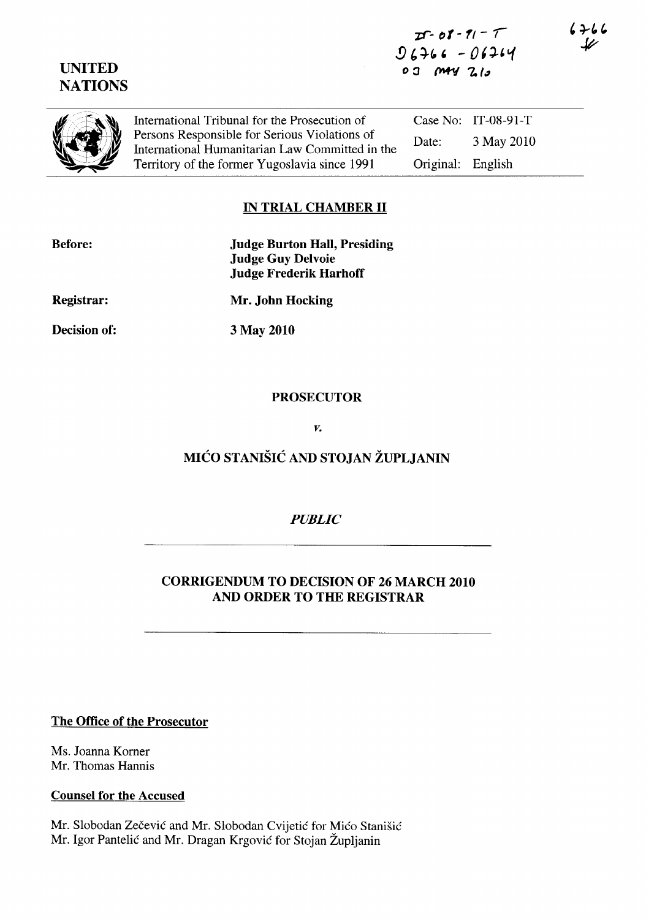IT-08-91-T
D6766 - D6764
03 MAY 2010

6766

UNITED NATIONS

| International Tribunal for the Prosecution of Persons Responsible for Serious Violations of International Humanitarian Law Committed in the Territory of the former Yugoslavia since 1991 | Case No: | IT-08-91-T |
|---|---|---|
| | Date: | 3 May 2010 |
| | Original: | English |

## IN TRIAL CHAMBER II

**Before:** **Judge Burton Hall, Presiding**
**Judge Guy Delvoie**
**Judge Frederik Harhoff**

**Registrar:** **Mr. John Hocking**

**Decision of:** **3 May 2010**

**PROSECUTOR**

*v.*

**MIĆO STANIŠIĆ AND STOJAN ŽUPLJANIN**

***PUBLIC***

**CORRIGENDUM TO DECISION OF 26 MARCH 2010 AND ORDER TO THE REGISTRAR**

**The Office of the Prosecutor**

Ms. Joanna Korner
Mr. Thomas Hannis

**Counsel for the Accused**

Mr. Slobodan Zečević and Mr. Slobodan Cvijetić for Mićo Stanišić
Mr. Igor Pantelić and Mr. Dragan Krgović for Stojan Župljanin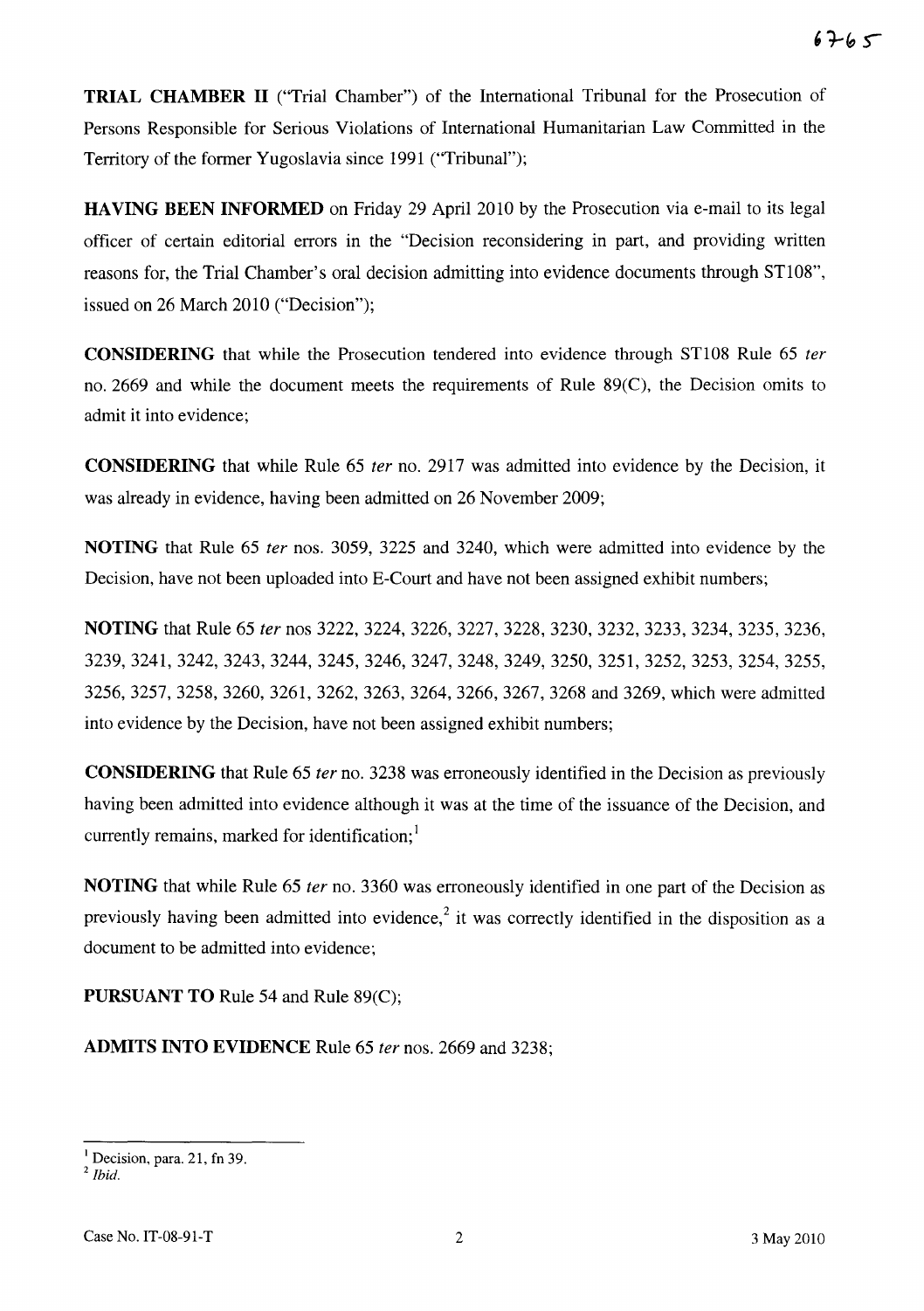**TRIAL CHAMBER II** ("Trial Chamber") of the International Tribunal for the Prosecution of Persons Responsible for Serious Violations of International Humanitarian Law Committed in the Territory of the former Yugoslavia since 1991 ("Tribunal");

**HAVING BEEN INFORMED** on Friday 29 April 2010 by the Prosecution via e-mail to its legal officer of certain editorial errors in the "Decision reconsidering in part, and providing written reasons for, the Trial Chamber's oral decision admitting into evidence documents through ST108", issued on 26 March 2010 ("Decision");

**CONSIDERING** that while the Prosecution tendered into evidence through ST108 Rule 65 *ter* no. 2669 and while the document meets the requirements of Rule 89(C), the Decision omits to admit it into evidence;

**CONSIDERING** that while Rule 65 *ter* no. 2917 was admitted into evidence by the Decision, it was already in evidence, having been admitted on 26 November 2009;

**NOTING** that Rule 65 *ter* nos. 3059, 3225 and 3240, which were admitted into evidence by the Decision, have not been uploaded into E-Court and have not been assigned exhibit numbers;

**NOTING** that Rule 65 *ter* nos 3222, 3224, 3226, 3227, 3228, 3230, 3232, 3233, 3234, 3235, 3236, 3239, 3241, 3242, 3243, 3244, 3245, 3246, 3247, 3248, 3249, 3250, 3251, 3252, 3253, 3254, 3255, 3256, 3257, 3258, 3260, 3261, 3262, 3263, 3264, 3266, 3267, 3268 and 3269, which were admitted into evidence by the Decision, have not been assigned exhibit numbers;

**CONSIDERING** that Rule 65 *ter* no. 3238 was erroneously identified in the Decision as previously having been admitted into evidence although it was at the time of the issuance of the Decision, and currently remains, marked for identification;[1]

**NOTING** that while Rule 65 *ter* no. 3360 was erroneously identified in one part of the Decision as previously having been admitted into evidence,[2] it was correctly identified in the disposition as a document to be admitted into evidence;

**PURSUANT TO** Rule 54 and Rule 89(C);

**ADMITS INTO EVIDENCE** Rule 65 *ter* nos. 2669 and 3238;

---

[1] Decision, para. 21, fn 39.

[2] *Ibid.*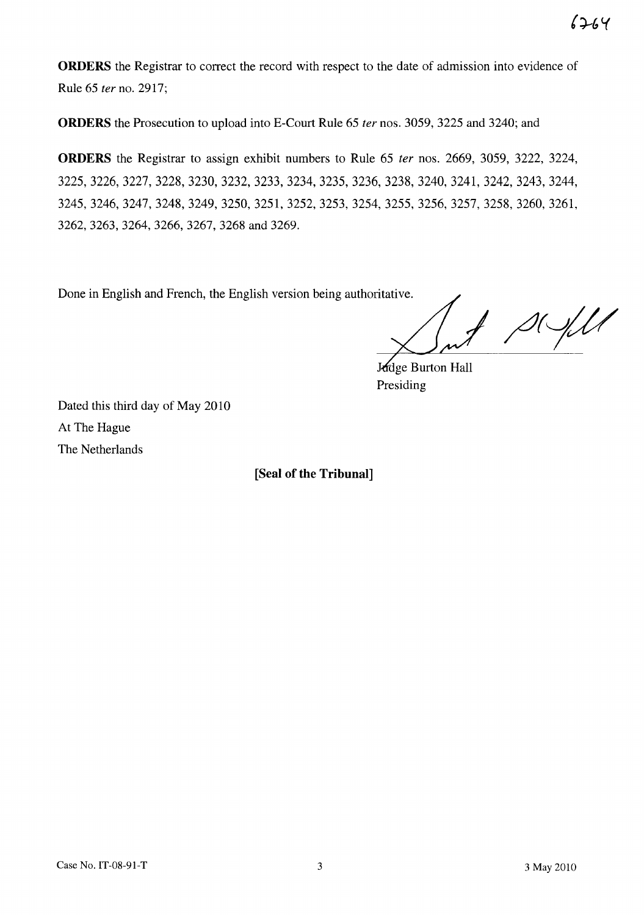**ORDERS** the Registrar to correct the record with respect to the date of admission into evidence of Rule 65 *ter* no. 2917;

**ORDERS** the Prosecution to upload into E-Court Rule 65 *ter* nos. 3059, 3225 and 3240; and

**ORDERS** the Registrar to assign exhibit numbers to Rule 65 *ter* nos. 2669, 3059, 3222, 3224, 3225, 3226, 3227, 3228, 3230, 3232, 3233, 3234, 3235, 3236, 3238, 3240, 3241, 3242, 3243, 3244, 3245, 3246, 3247, 3248, 3249, 3250, 3251, 3252, 3253, 3254, 3255, 3256, 3257, 3258, 3260, 3261, 3262, 3263, 3264, 3266, 3267, 3268 and 3269.

Done in English and French, the English version being authoritative.

Judge Burton Hall
Presiding

Dated this third day of May 2010
At The Hague
The Netherlands

**[Seal of the Tribunal]**